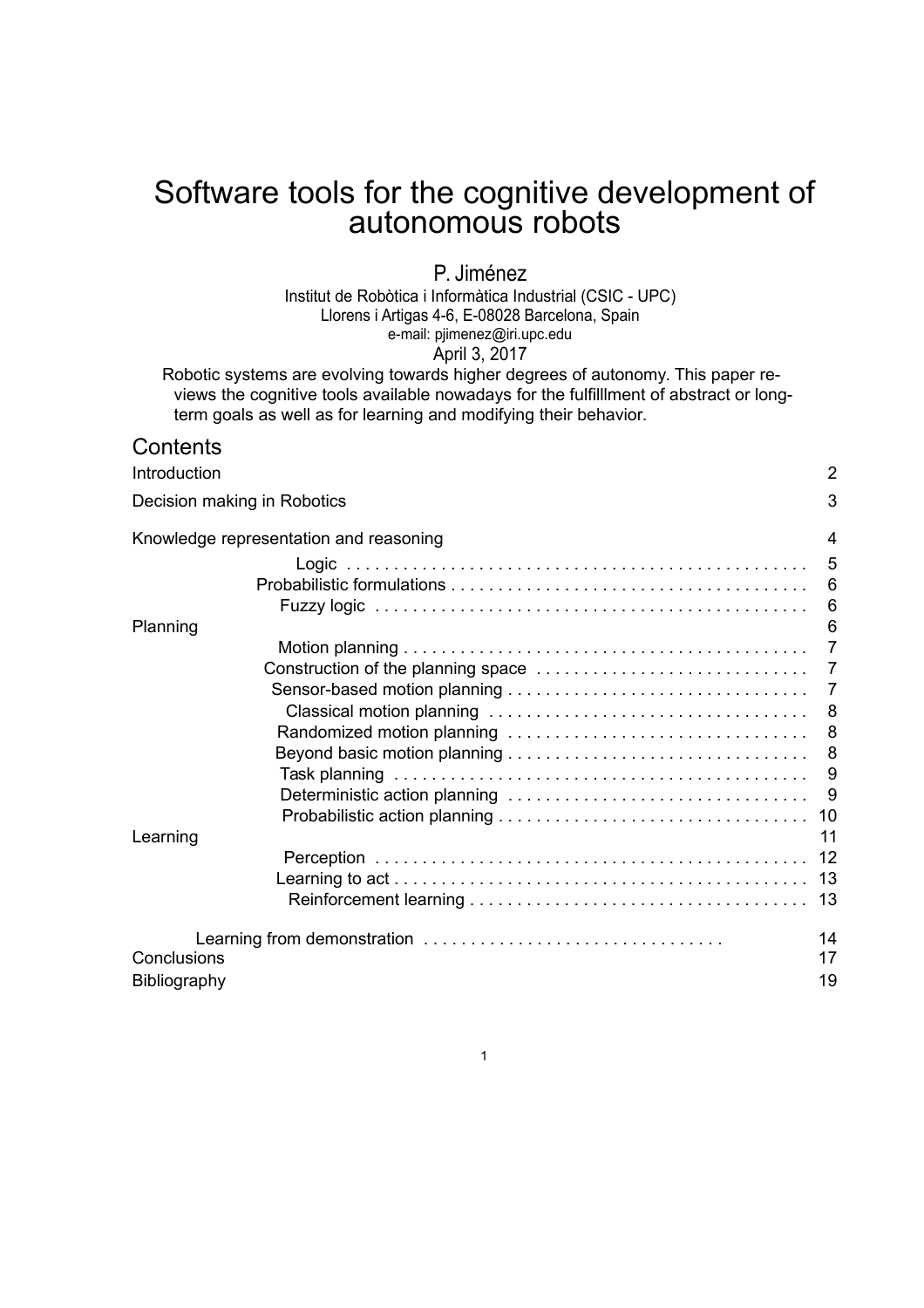# Software tools for the cognitive development of autonomous robots

P. Jiménez

Institut de Robòtica i Informàtica Industrial (CSIC - UPC)
Llorens i Artigas 4-6, E-08028 Barcelona, Spain
e-mail: pjimenez@iri.upc.edu

April 3, 2017

Robotic systems are evolving towards higher degrees of autonomy. This paper reviews the cognitive tools available nowadays for the fulfilllment of abstract or long-term goals as well as for learning and modifying their behavior.

## Contents

| | |
|---|---|
| Introduction | 2 |
| Decision making in Robotics | 3 |
| Knowledge representation and reasoning | 4 |
| Logic | 5 |
| Probabilistic formulations | 6 |
| Fuzzy logic | 6 |
| Planning | 6 |
| Motion planning | 7 |
| Construction of the planning space | 7 |
| Sensor-based motion planning | 7 |
| Classical motion planning | 8 |
| Randomized motion planning | 8 |
| Beyond basic motion planning | 8 |
| Task planning | 9 |
| Deterministic action planning | 9 |
| Probabilistic action planning | 10 |
| Learning | 11 |
| Perception | 12 |
| Learning to act | 13 |
| Reinforcement learning | 13 |
| Learning from demonstration | 14 |
| Conclusions | 17 |
| Bibliography | 19 |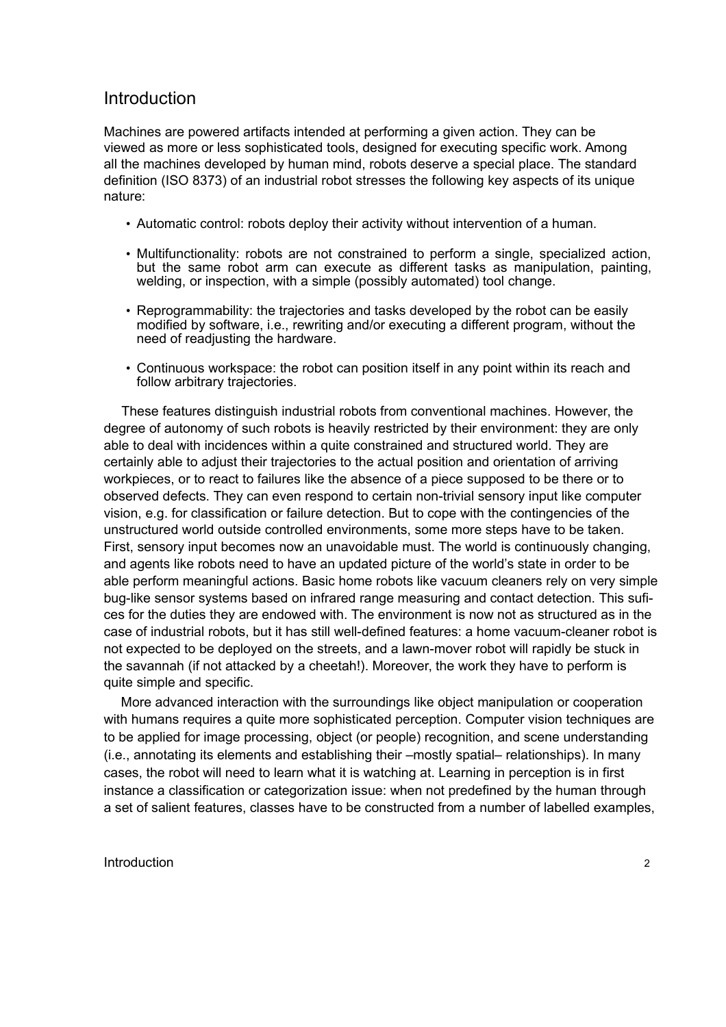## Introduction

Machines are powered artifacts intended at performing a given action. They can be viewed as more or less sophisticated tools, designed for executing specific work. Among all the machines developed by human mind, robots deserve a special place. The standard definition (ISO 8373) of an industrial robot stresses the following key aspects of its unique nature:

- Automatic control: robots deploy their activity without intervention of a human.
- Multifunctionality: robots are not constrained to perform a single, specialized action, but the same robot arm can execute as different tasks as manipulation, painting, welding, or inspection, with a simple (possibly automated) tool change.
- Reprogrammability: the trajectories and tasks developed by the robot can be easily modified by software, i.e., rewriting and/or executing a different program, without the need of readjusting the hardware.
- Continuous workspace: the robot can position itself in any point within its reach and follow arbitrary trajectories.

These features distinguish industrial robots from conventional machines. However, the degree of autonomy of such robots is heavily restricted by their environment: they are only able to deal with incidences within a quite constrained and structured world. They are certainly able to adjust their trajectories to the actual position and orientation of arriving workpieces, or to react to failures like the absence of a piece supposed to be there or to observed defects. They can even respond to certain non-trivial sensory input like computer vision, e.g. for classification or failure detection. But to cope with the contingencies of the unstructured world outside controlled environments, some more steps have to be taken. First, sensory input becomes now an unavoidable must. The world is continuously changing, and agents like robots need to have an updated picture of the world's state in order to be able perform meaningful actions. Basic home robots like vacuum cleaners rely on very simple bug-like sensor systems based on infrared range measuring and contact detection. This sufices for the duties they are endowed with. The environment is now not as structured as in the case of industrial robots, but it has still well-defined features: a home vacuum-cleaner robot is not expected to be deployed on the streets, and a lawn-mover robot will rapidly be stuck in the savannah (if not attacked by a cheetah!). Moreover, the work they have to perform is quite simple and specific.

More advanced interaction with the surroundings like object manipulation or cooperation with humans requires a quite more sophisticated perception. Computer vision techniques are to be applied for image processing, object (or people) recognition, and scene understanding (i.e., annotating its elements and establishing their –mostly spatial– relationships). In many cases, the robot will need to learn what it is watching at. Learning in perception is in first instance a classification or categorization issue: when not predefined by the human through a set of salient features, classes have to be constructed from a number of labelled examples,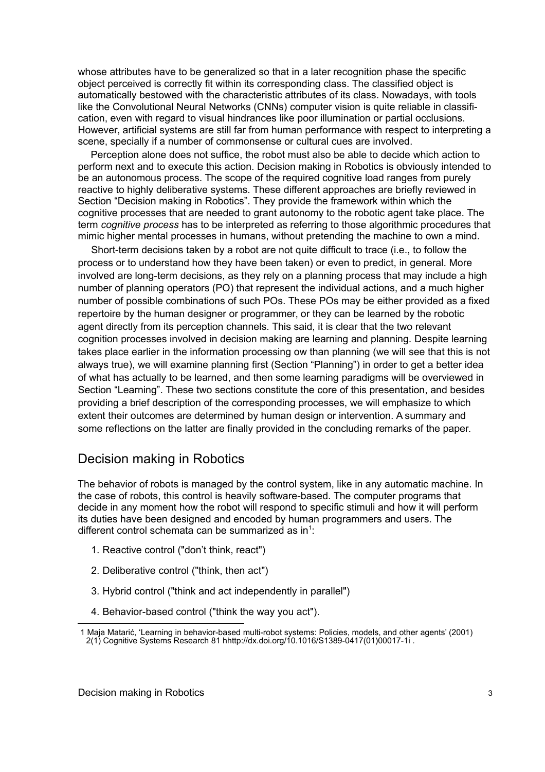whose attributes have to be generalized so that in a later recognition phase the specific object perceived is correctly fit within its corresponding class. The classified object is automatically bestowed with the characteristic attributes of its class. Nowadays, with tools like the Convolutional Neural Networks (CNNs) computer vision is quite reliable in classification, even with regard to visual hindrances like poor illumination or partial occlusions. However, artificial systems are still far from human performance with respect to interpreting a scene, specially if a number of commonsense or cultural cues are involved.

Perception alone does not suffice, the robot must also be able to decide which action to perform next and to execute this action. Decision making in Robotics is obviously intended to be an autonomous process. The scope of the required cognitive load ranges from purely reactive to highly deliberative systems. These different approaches are briefly reviewed in Section "Decision making in Robotics". They provide the framework within which the cognitive processes that are needed to grant autonomy to the robotic agent take place. The term *cognitive process* has to be interpreted as referring to those algorithmic procedures that mimic higher mental processes in humans, without pretending the machine to own a mind.

Short-term decisions taken by a robot are not quite difficult to trace (i.e., to follow the process or to understand how they have been taken) or even to predict, in general. More involved are long-term decisions, as they rely on a planning process that may include a high number of planning operators (PO) that represent the individual actions, and a much higher number of possible combinations of such POs. These POs may be either provided as a fixed repertoire by the human designer or programmer, or they can be learned by the robotic agent directly from its perception channels. This said, it is clear that the two relevant cognition processes involved in decision making are learning and planning. Despite learning takes place earlier in the information processing ow than planning (we will see that this is not always true), we will examine planning first (Section "Planning") in order to get a better idea of what has actually to be learned, and then some learning paradigms will be overviewed in Section "Learning". These two sections constitute the core of this presentation, and besides providing a brief description of the corresponding processes, we will emphasize to which extent their outcomes are determined by human design or intervention. A summary and some reflections on the latter are finally provided in the concluding remarks of the paper.

## Decision making in Robotics

The behavior of robots is managed by the control system, like in any automatic machine. In the case of robots, this control is heavily software-based. The computer programs that decide in any moment how the robot will respond to specific stimuli and how it will perform its duties have been designed and encoded by human programmers and users. The different control schemata can be summarized as in[1]:

1. Reactive control ("don't think, react")
2. Deliberative control ("think, then act")
3. Hybrid control ("think and act independently in parallel")
4. Behavior-based control ("think the way you act").

---

1 Maja Matarić, 'Learning in behavior-based multi-robot systems: Policies, models, and other agents' (2001) 2(1) Cognitive Systems Research 81 hhttp://dx.doi.org/10.1016/S1389-0417(01)00017-1i .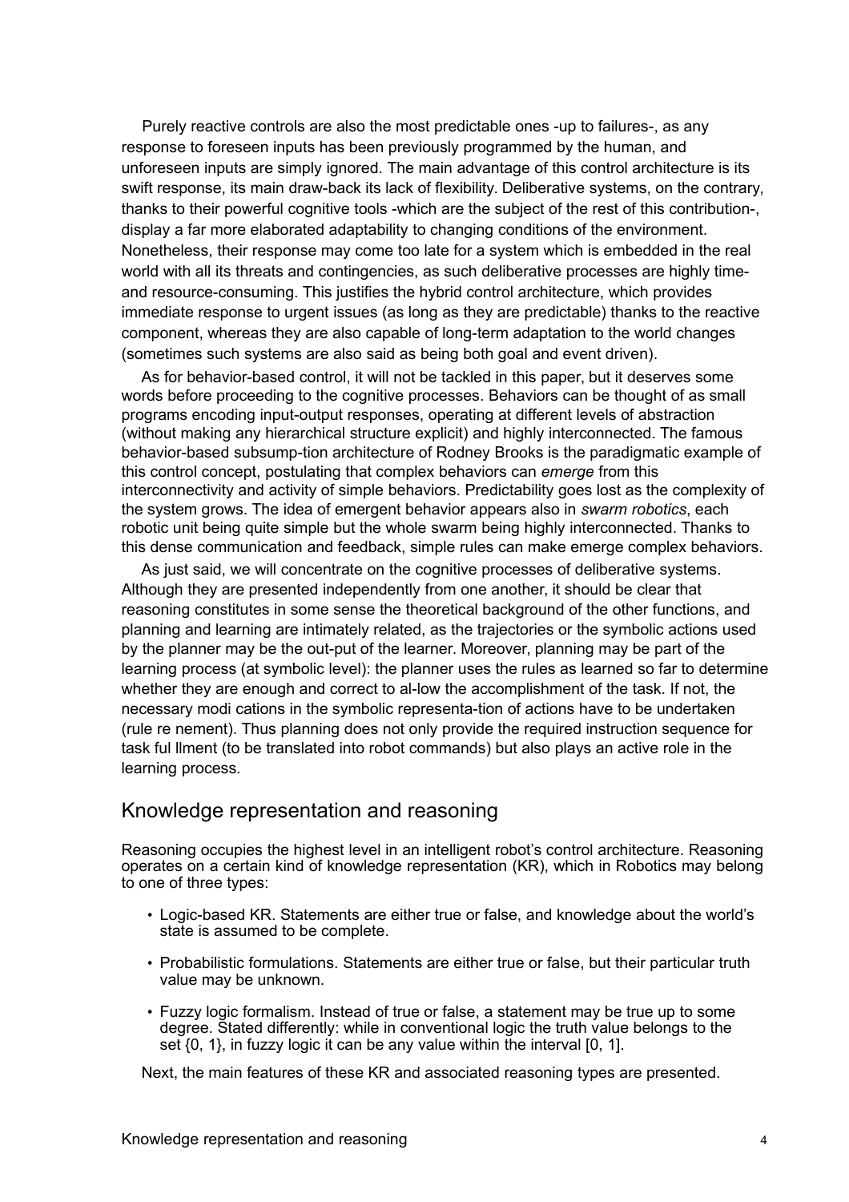Purely reactive controls are also the most predictable ones -up to failures-, as any response to foreseen inputs has been previously programmed by the human, and unforeseen inputs are simply ignored. The main advantage of this control architecture is its swift response, its main draw-back its lack of flexibility. Deliberative systems, on the contrary, thanks to their powerful cognitive tools -which are the subject of the rest of this contribution-, display a far more elaborated adaptability to changing conditions of the environment. Nonetheless, their response may come too late for a system which is embedded in the real world with all its threats and contingencies, as such deliberative processes are highly time- and resource-consuming. This justifies the hybrid control architecture, which provides immediate response to urgent issues (as long as they are predictable) thanks to the reactive component, whereas they are also capable of long-term adaptation to the world changes (sometimes such systems are also said as being both goal and event driven).

As for behavior-based control, it will not be tackled in this paper, but it deserves some words before proceeding to the cognitive processes. Behaviors can be thought of as small programs encoding input-output responses, operating at different levels of abstraction (without making any hierarchical structure explicit) and highly interconnected. The famous behavior-based subsump-tion architecture of Rodney Brooks is the paradigmatic example of this control concept, postulating that complex behaviors can *emerge* from this interconnectivity and activity of simple behaviors. Predictability goes lost as the complexity of the system grows. The idea of emergent behavior appears also in *swarm robotics*, each robotic unit being quite simple but the whole swarm being highly interconnected. Thanks to this dense communication and feedback, simple rules can make emerge complex behaviors.

As just said, we will concentrate on the cognitive processes of deliberative systems. Although they are presented independently from one another, it should be clear that reasoning constitutes in some sense the theoretical background of the other functions, and planning and learning are intimately related, as the trajectories or the symbolic actions used by the planner may be the out-put of the learner. Moreover, planning may be part of the learning process (at symbolic level): the planner uses the rules as learned so far to determine whether they are enough and correct to al-low the accomplishment of the task. If not, the necessary modi cations in the symbolic representa-tion of actions have to be undertaken (rule re nement). Thus planning does not only provide the required instruction sequence for task ful llment (to be translated into robot commands) but also plays an active role in the learning process.

## Knowledge representation and reasoning

Reasoning occupies the highest level in an intelligent robot's control architecture. Reasoning operates on a certain kind of knowledge representation (KR), which in Robotics may belong to one of three types:

- Logic-based KR. Statements are either true or false, and knowledge about the world's state is assumed to be complete.
- Probabilistic formulations. Statements are either true or false, but their particular truth value may be unknown.
- Fuzzy logic formalism. Instead of true or false, a statement may be true up to some degree. Stated differently: while in conventional logic the truth value belongs to the set {0, 1}, in fuzzy logic it can be any value within the interval [0, 1].

Next, the main features of these KR and associated reasoning types are presented.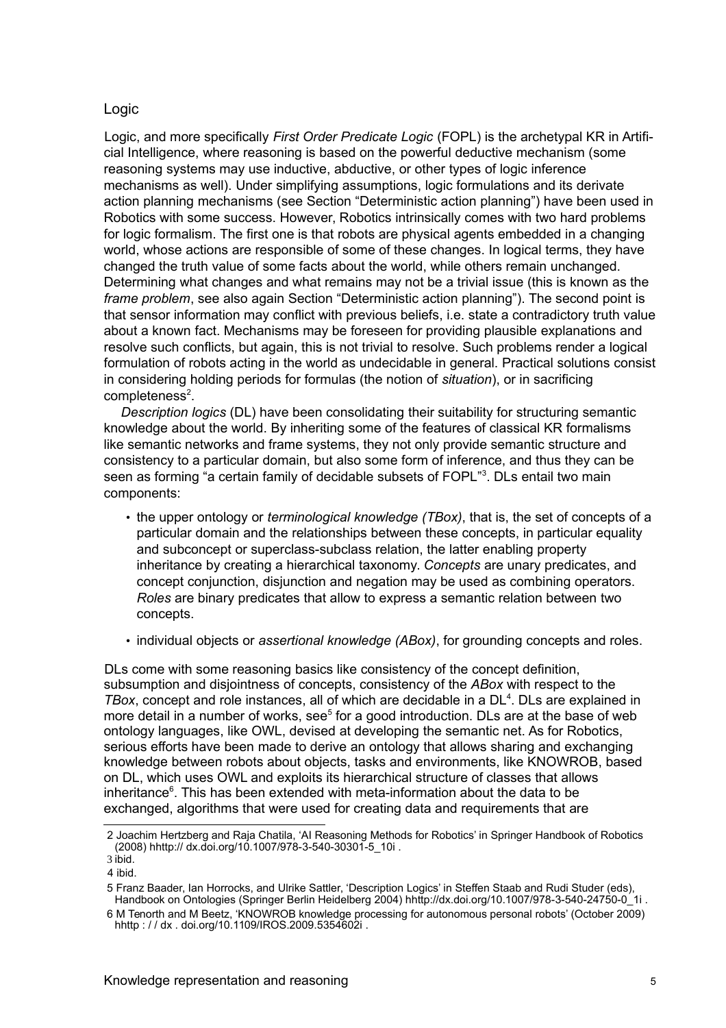## Logic

Logic, and more specifically *First Order Predicate Logic* (FOPL) is the archetypal KR in Artificial Intelligence, where reasoning is based on the powerful deductive mechanism (some reasoning systems may use inductive, abductive, or other types of logic inference mechanisms as well). Under simplifying assumptions, logic formulations and its derivate action planning mechanisms (see Section "Deterministic action planning") have been used in Robotics with some success. However, Robotics intrinsically comes with two hard problems for logic formalism. The first one is that robots are physical agents embedded in a changing world, whose actions are responsible of some of these changes. In logical terms, they have changed the truth value of some facts about the world, while others remain unchanged. Determining what changes and what remains may not be a trivial issue (this is known as the *frame problem*, see also again Section "Deterministic action planning"). The second point is that sensor information may conflict with previous beliefs, i.e. state a contradictory truth value about a known fact. Mechanisms may be foreseen for providing plausible explanations and resolve such conflicts, but again, this is not trivial to resolve. Such problems render a logical formulation of robots acting in the world as undecidable in general. Practical solutions consist in considering holding periods for formulas (the notion of *situation*), or in sacrificing completeness[2].

*Description logics* (DL) have been consolidating their suitability for structuring semantic knowledge about the world. By inheriting some of the features of classical KR formalisms like semantic networks and frame systems, they not only provide semantic structure and consistency to a particular domain, but also some form of inference, and thus they can be seen as forming "a certain family of decidable subsets of FOPL"[3]. DLs entail two main components:

- the upper ontology or *terminological knowledge (TBox)*, that is, the set of concepts of a particular domain and the relationships between these concepts, in particular equality and subconcept or superclass-subclass relation, the latter enabling property inheritance by creating a hierarchical taxonomy. *Concepts* are unary predicates, and concept conjunction, disjunction and negation may be used as combining operators. *Roles* are binary predicates that allow to express a semantic relation between two concepts.
- individual objects or *assertional knowledge (ABox)*, for grounding concepts and roles.

DLs come with some reasoning basics like consistency of the concept definition, subsumption and disjointness of concepts, consistency of the *ABox* with respect to the *TBox*, concept and role instances, all of which are decidable in a DL[4]. DLs are explained in more detail in a number of works, see[5] for a good introduction. DLs are at the base of web ontology languages, like OWL, devised at developing the semantic net. As for Robotics, serious efforts have been made to derive an ontology that allows sharing and exchanging knowledge between robots about objects, tasks and environments, like KNOWROB, based on DL, which uses OWL and exploits its hierarchical structure of classes that allows inheritance[6]. This has been extended with meta-information about the data to be exchanged, algorithms that were used for creating data and requirements that are

---

2 Joachim Hertzberg and Raja Chatila, 'AI Reasoning Methods for Robotics' in Springer Handbook of Robotics (2008) hhttp:// dx.doi.org/10.1007/978-3-540-30301-5_10i .

3 ibid.

4 ibid.

5 Franz Baader, Ian Horrocks, and Ulrike Sattler, 'Description Logics' in Steffen Staab and Rudi Studer (eds), Handbook on Ontologies (Springer Berlin Heidelberg 2004) hhttp://dx.doi.org/10.1007/978-3-540-24750-0_1i .

6 M Tenorth and M Beetz, 'KNOWROB knowledge processing for autonomous personal robots' (October 2009) hhttp : / / dx . doi.org/10.1109/IROS.2009.5354602i .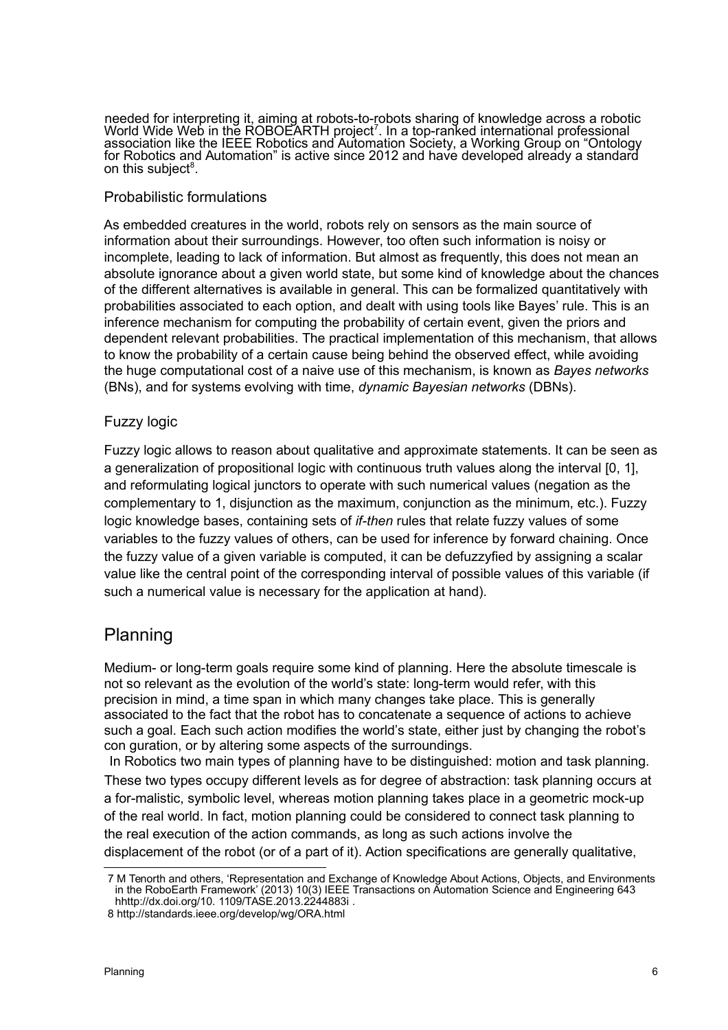needed for interpreting it, aiming at robots-to-robots sharing of knowledge across a robotic World Wide Web in the ROBOEARTH project[7]. In a top-ranked international professional association like the IEEE Robotics and Automation Society, a Working Group on "Ontology for Robotics and Automation" is active since 2012 and have developed already a standard on this subject[8].

### Probabilistic formulations

As embedded creatures in the world, robots rely on sensors as the main source of information about their surroundings. However, too often such information is noisy or incomplete, leading to lack of information. But almost as frequently, this does not mean an absolute ignorance about a given world state, but some kind of knowledge about the chances of the different alternatives is available in general. This can be formalized quantitatively with probabilities associated to each option, and dealt with using tools like Bayes' rule. This is an inference mechanism for computing the probability of certain event, given the priors and dependent relevant probabilities. The practical implementation of this mechanism, that allows to know the probability of a certain cause being behind the observed effect, while avoiding the huge computational cost of a naive use of this mechanism, is known as *Bayes networks* (BNs), and for systems evolving with time, *dynamic Bayesian networks* (DBNs).

### Fuzzy logic

Fuzzy logic allows to reason about qualitative and approximate statements. It can be seen as a generalization of propositional logic with continuous truth values along the interval [0, 1], and reformulating logical junctors to operate with such numerical values (negation as the complementary to 1, disjunction as the maximum, conjunction as the minimum, etc.). Fuzzy logic knowledge bases, containing sets of *if-then* rules that relate fuzzy values of some variables to the fuzzy values of others, can be used for inference by forward chaining. Once the fuzzy value of a given variable is computed, it can be defuzzyfied by assigning a scalar value like the central point of the corresponding interval of possible values of this variable (if such a numerical value is necessary for the application at hand).

## Planning

Medium- or long-term goals require some kind of planning. Here the absolute timescale is not so relevant as the evolution of the world's state: long-term would refer, with this precision in mind, a time span in which many changes take place. This is generally associated to the fact that the robot has to concatenate a sequence of actions to achieve such a goal. Each such action modifies the world's state, either just by changing the robot's con guration, or by altering some aspects of the surroundings.

In Robotics two main types of planning have to be distinguished: motion and task planning. These two types occupy different levels as for degree of abstraction: task planning occurs at a for-malistic, symbolic level, whereas motion planning takes place in a geometric mock-up of the real world. In fact, motion planning could be considered to connect task planning to the real execution of the action commands, as long as such actions involve the displacement of the robot (or of a part of it). Action specifications are generally qualitative,

---

7 M Tenorth and others, 'Representation and Exchange of Knowledge About Actions, Objects, and Environments in the RoboEarth Framework' (2013) 10(3) IEEE Transactions on Automation Science and Engineering 643 hhttp://dx.doi.org/10. 1109/TASE.2013.2244883i .

8 http://standards.ieee.org/develop/wg/ORA.html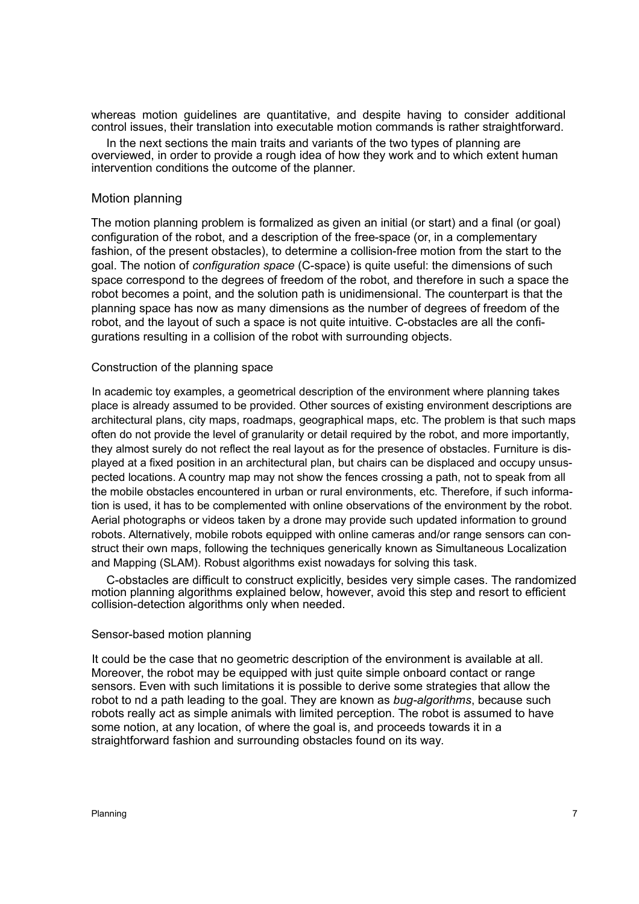whereas motion guidelines are quantitative, and despite having to consider additional control issues, their translation into executable motion commands is rather straightforward.

In the next sections the main traits and variants of the two types of planning are overviewed, in order to provide a rough idea of how they work and to which extent human intervention conditions the outcome of the planner.

## Motion planning

The motion planning problem is formalized as given an initial (or start) and a final (or goal) configuration of the robot, and a description of the free-space (or, in a complementary fashion, of the present obstacles), to determine a collision-free motion from the start to the goal. The notion of *configuration space* (C-space) is quite useful: the dimensions of such space correspond to the degrees of freedom of the robot, and therefore in such a space the robot becomes a point, and the solution path is unidimensional. The counterpart is that the planning space has now as many dimensions as the number of degrees of freedom of the robot, and the layout of such a space is not quite intuitive. C-obstacles are all the configurations resulting in a collision of the robot with surrounding objects.

### Construction of the planning space

In academic toy examples, a geometrical description of the environment where planning takes place is already assumed to be provided. Other sources of existing environment descriptions are architectural plans, city maps, roadmaps, geographical maps, etc. The problem is that such maps often do not provide the level of granularity or detail required by the robot, and more importantly, they almost surely do not reflect the real layout as for the presence of obstacles. Furniture is displayed at a fixed position in an architectural plan, but chairs can be displaced and occupy unsuspected locations. A country map may not show the fences crossing a path, not to speak from all the mobile obstacles encountered in urban or rural environments, etc. Therefore, if such information is used, it has to be complemented with online observations of the environment by the robot. Aerial photographs or videos taken by a drone may provide such updated information to ground robots. Alternatively, mobile robots equipped with online cameras and/or range sensors can construct their own maps, following the techniques generically known as Simultaneous Localization and Mapping (SLAM). Robust algorithms exist nowadays for solving this task.

C-obstacles are difficult to construct explicitly, besides very simple cases. The randomized motion planning algorithms explained below, however, avoid this step and resort to efficient collision-detection algorithms only when needed.

### Sensor-based motion planning

It could be the case that no geometric description of the environment is available at all. Moreover, the robot may be equipped with just quite simple onboard contact or range sensors. Even with such limitations it is possible to derive some strategies that allow the robot to nd a path leading to the goal. They are known as *bug-algorithms*, because such robots really act as simple animals with limited perception. The robot is assumed to have some notion, at any location, of where the goal is, and proceeds towards it in a straightforward fashion and surrounding obstacles found on its way.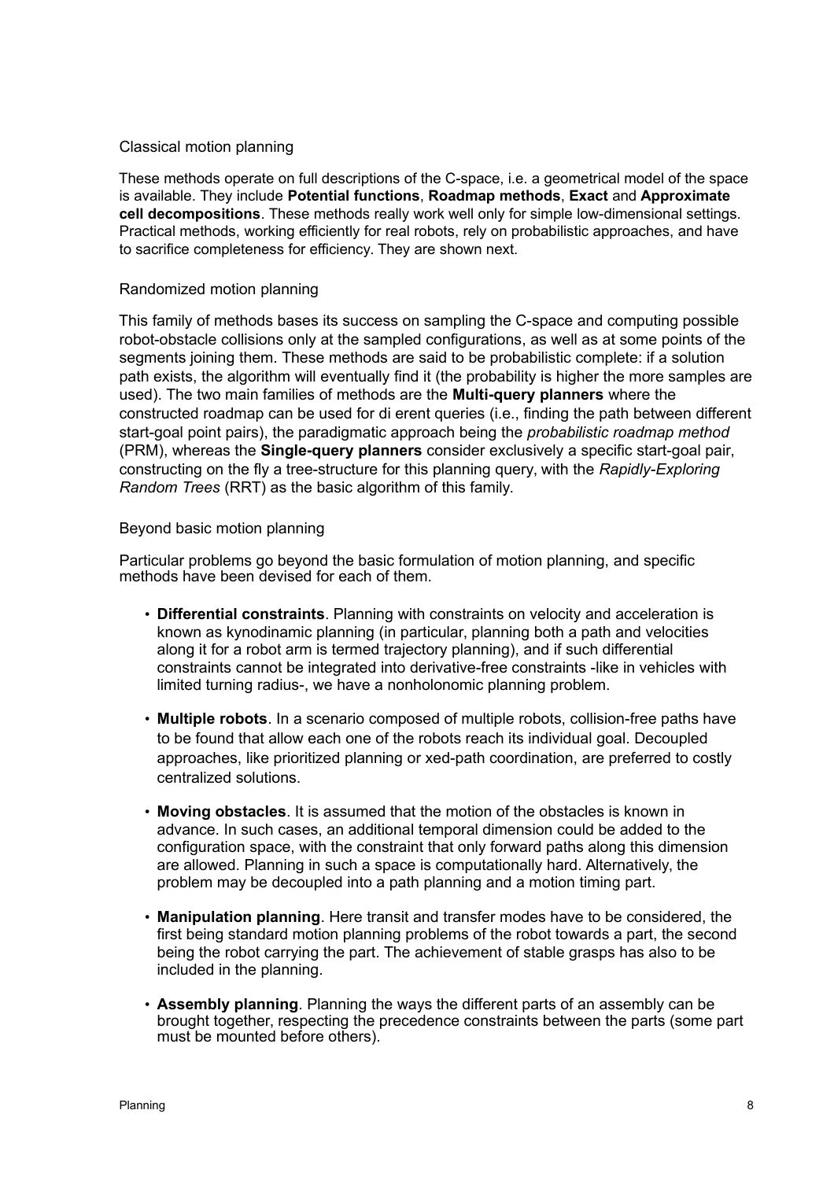### Classical motion planning

These methods operate on full descriptions of the C-space, i.e. a geometrical model of the space is available. They include **Potential functions**, **Roadmap methods**, **Exact** and **Approximate cell decompositions**. These methods really work well only for simple low-dimensional settings. Practical methods, working efficiently for real robots, rely on probabilistic approaches, and have to sacrifice completeness for efficiency. They are shown next.

### Randomized motion planning

This family of methods bases its success on sampling the C-space and computing possible robot-obstacle collisions only at the sampled configurations, as well as at some points of the segments joining them. These methods are said to be probabilistic complete: if a solution path exists, the algorithm will eventually find it (the probability is higher the more samples are used). The two main families of methods are the **Multi-query planners** where the constructed roadmap can be used for di erent queries (i.e., finding the path between different start-goal point pairs), the paradigmatic approach being the *probabilistic roadmap method* (PRM), whereas the **Single-query planners** consider exclusively a specific start-goal pair, constructing on the fly a tree-structure for this planning query, with the *Rapidly-Exploring Random Trees* (RRT) as the basic algorithm of this family.

### Beyond basic motion planning

Particular problems go beyond the basic formulation of motion planning, and specific methods have been devised for each of them.

- **Differential constraints**. Planning with constraints on velocity and acceleration is known as kynodinamic planning (in particular, planning both a path and velocities along it for a robot arm is termed trajectory planning), and if such differential constraints cannot be integrated into derivative-free constraints -like in vehicles with limited turning radius-, we have a nonholonomic planning problem.
- **Multiple robots**. In a scenario composed of multiple robots, collision-free paths have to be found that allow each one of the robots reach its individual goal. Decoupled approaches, like prioritized planning or xed-path coordination, are preferred to costly centralized solutions.
- **Moving obstacles**. It is assumed that the motion of the obstacles is known in advance. In such cases, an additional temporal dimension could be added to the configuration space, with the constraint that only forward paths along this dimension are allowed. Planning in such a space is computationally hard. Alternatively, the problem may be decoupled into a path planning and a motion timing part.
- **Manipulation planning**. Here transit and transfer modes have to be considered, the first being standard motion planning problems of the robot towards a part, the second being the robot carrying the part. The achievement of stable grasps has also to be included in the planning.
- **Assembly planning**. Planning the ways the different parts of an assembly can be brought together, respecting the precedence constraints between the parts (some part must be mounted before others).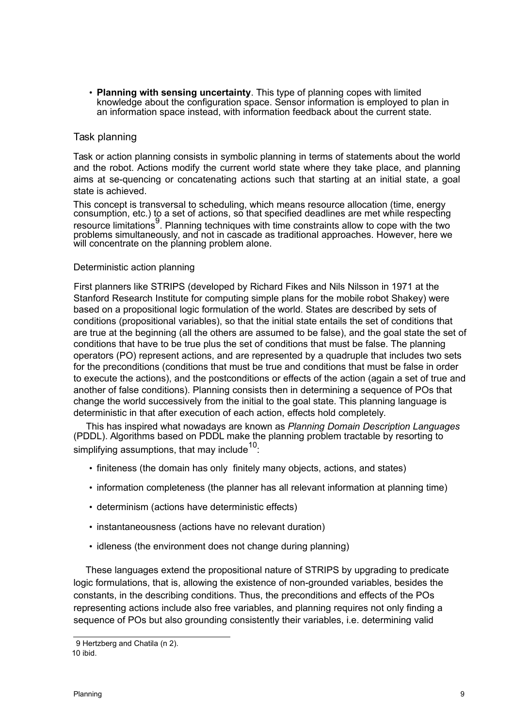- **Planning with sensing uncertainty**. This type of planning copes with limited knowledge about the configuration space. Sensor information is employed to plan in an information space instead, with information feedback about the current state.

## Task planning

Task or action planning consists in symbolic planning in terms of statements about the world and the robot. Actions modify the current world state where they take place, and planning aims at se-quencing or concatenating actions such that starting at an initial state, a goal state is achieved.

This concept is transversal to scheduling, which means resource allocation (time, energy consumption, etc.) to a set of actions, so that specified deadlines are met while respecting resource limitations[9]. Planning techniques with time constraints allow to cope with the two problems simultaneously, and not in cascade as traditional approaches. However, here we will concentrate on the planning problem alone.

### Deterministic action planning

First planners like STRIPS (developed by Richard Fikes and Nils Nilsson in 1971 at the Stanford Research Institute for computing simple plans for the mobile robot Shakey) were based on a propositional logic formulation of the world. States are described by sets of conditions (propositional variables), so that the initial state entails the set of conditions that are true at the beginning (all the others are assumed to be false), and the goal state the set of conditions that have to be true plus the set of conditions that must be false. The planning operators (PO) represent actions, and are represented by a quadruple that includes two sets for the preconditions (conditions that must be true and conditions that must be false in order to execute the actions), and the postconditions or effects of the action (again a set of true and another of false conditions). Planning consists then in determining a sequence of POs that change the world successively from the initial to the goal state. This planning language is deterministic in that after execution of each action, effects hold completely.

This has inspired what nowadays are known as *Planning Domain Description Languages* (PDDL). Algorithms based on PDDL make the planning problem tractable by resorting to simplifying assumptions, that may include[10]:

- finiteness (the domain has only finitely many objects, actions, and states)
- information completeness (the planner has all relevant information at planning time)
- determinism (actions have deterministic effects)
- instantaneousness (actions have no relevant duration)
- idleness (the environment does not change during planning)

These languages extend the propositional nature of STRIPS by upgrading to predicate logic formulations, that is, allowing the existence of non-grounded variables, besides the constants, in the describing conditions. Thus, the preconditions and effects of the POs representing actions include also free variables, and planning requires not only finding a sequence of POs but also grounding consistently their variables, i.e. determining valid

---

9 Hertzberg and Chatila (n 2).

10 ibid.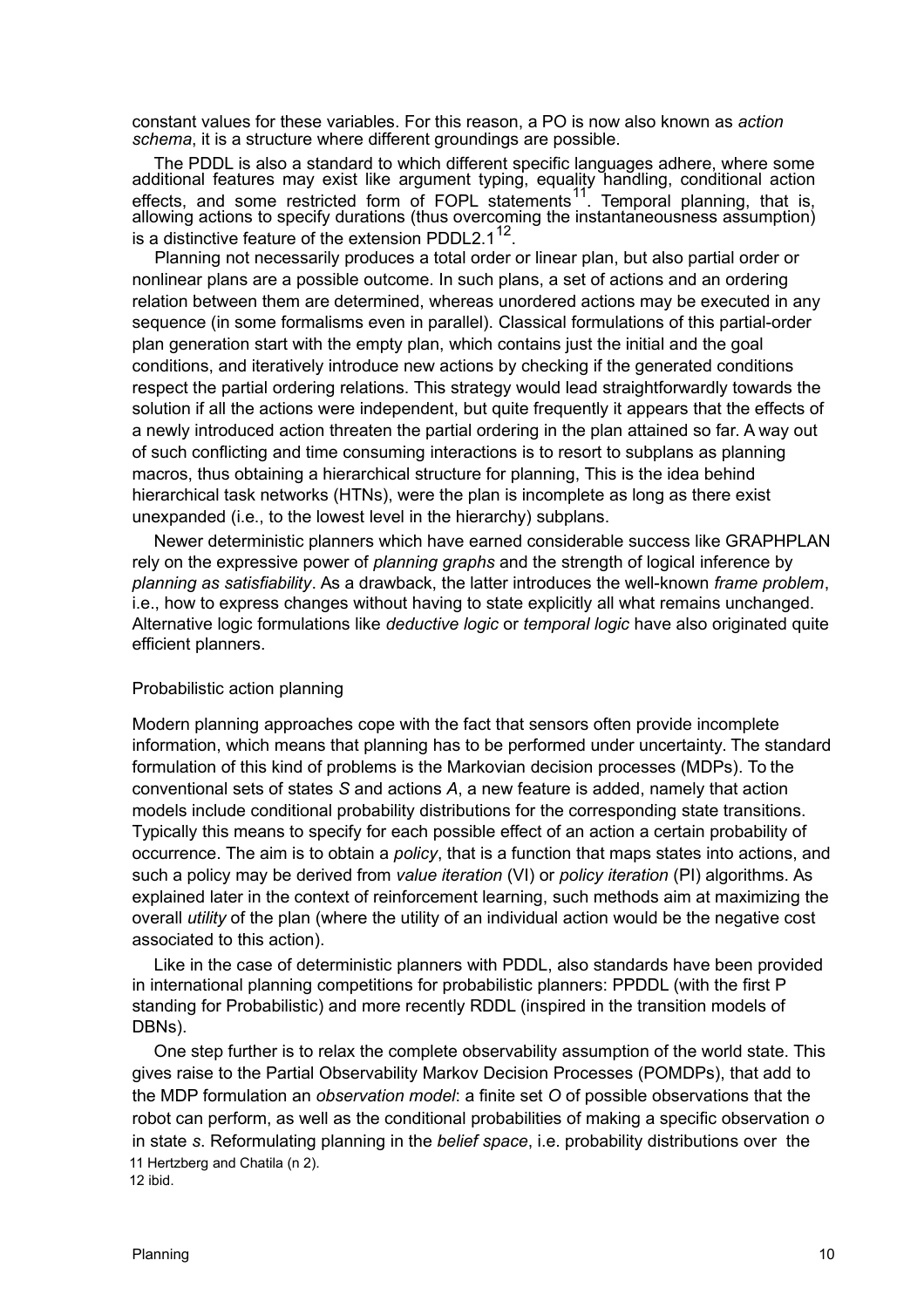constant values for these variables. For this reason, a PO is now also known as *action schema*, it is a structure where different groundings are possible.

The PDDL is also a standard to which different specific languages adhere, where some additional features may exist like argument typing, equality handling, conditional action effects, and some restricted form of FOPL statements[11]. Temporal planning, that is, allowing actions to specify durations (thus overcoming the instantaneousness assumption) is a distinctive feature of the extension PDDL2.1[12].

Planning not necessarily produces a total order or linear plan, but also partial order or nonlinear plans are a possible outcome. In such plans, a set of actions and an ordering relation between them are determined, whereas unordered actions may be executed in any sequence (in some formalisms even in parallel). Classical formulations of this partial-order plan generation start with the empty plan, which contains just the initial and the goal conditions, and iteratively introduce new actions by checking if the generated conditions respect the partial ordering relations. This strategy would lead straightforwardly towards the solution if all the actions were independent, but quite frequently it appears that the effects of a newly introduced action threaten the partial ordering in the plan attained so far. A way out of such conflicting and time consuming interactions is to resort to subplans as planning macros, thus obtaining a hierarchical structure for planning, This is the idea behind hierarchical task networks (HTNs), were the plan is incomplete as long as there exist unexpanded (i.e., to the lowest level in the hierarchy) subplans.

Newer deterministic planners which have earned considerable success like GRAPHPLAN rely on the expressive power of *planning graphs* and the strength of logical inference by *planning as satisfiability*. As a drawback, the latter introduces the well-known *frame problem*, i.e., how to express changes without having to state explicitly all what remains unchanged. Alternative logic formulations like *deductive logic* or *temporal logic* have also originated quite efficient planners.

Probabilistic action planning

Modern planning approaches cope with the fact that sensors often provide incomplete information, which means that planning has to be performed under uncertainty. The standard formulation of this kind of problems is the Markovian decision processes (MDPs). To the conventional sets of states *S* and actions *A*, a new feature is added, namely that action models include conditional probability distributions for the corresponding state transitions. Typically this means to specify for each possible effect of an action a certain probability of occurrence. The aim is to obtain a *policy*, that is a function that maps states into actions, and such a policy may be derived from *value iteration* (VI) or *policy iteration* (PI) algorithms. As explained later in the context of reinforcement learning, such methods aim at maximizing the overall *utility* of the plan (where the utility of an individual action would be the negative cost associated to this action).

Like in the case of deterministic planners with PDDL, also standards have been provided in international planning competitions for probabilistic planners: PPDDL (with the first P standing for Probabilistic) and more recently RDDL (inspired in the transition models of DBNs).

One step further is to relax the complete observability assumption of the world state. This gives raise to the Partial Observability Markov Decision Processes (POMDPs), that add to the MDP formulation an *observation model*: a finite set *O* of possible observations that the robot can perform, as well as the conditional probabilities of making a specific observation *o* in state *s*. Reformulating planning in the *belief space*, i.e. probability distributions over the

11 Hertzberg and Chatila (n 2).

12 ibid.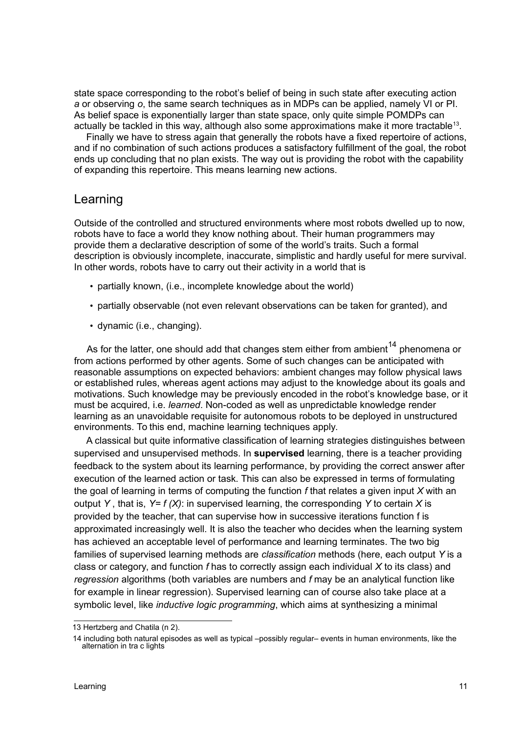state space corresponding to the robot's belief of being in such state after executing action *a* or observing *o*, the same search techniques as in MDPs can be applied, namely VI or PI. As belief space is exponentially larger than state space, only quite simple POMDPs can actually be tackled in this way, although also some approximations make it more tractable[13].

Finally we have to stress again that generally the robots have a fixed repertoire of actions, and if no combination of such actions produces a satisfactory fulfillment of the goal, the robot ends up concluding that no plan exists. The way out is providing the robot with the capability of expanding this repertoire. This means learning new actions.

## Learning

Outside of the controlled and structured environments where most robots dwelled up to now, robots have to face a world they know nothing about. Their human programmers may provide them a declarative description of some of the world's traits. Such a formal description is obviously incomplete, inaccurate, simplistic and hardly useful for mere survival. In other words, robots have to carry out their activity in a world that is

- partially known, (i.e., incomplete knowledge about the world)
- partially observable (not even relevant observations can be taken for granted), and
- dynamic (i.e., changing).

As for the latter, one should add that changes stem either from ambient[14] phenomena or from actions performed by other agents. Some of such changes can be anticipated with reasonable assumptions on expected behaviors: ambient changes may follow physical laws or established rules, whereas agent actions may adjust to the knowledge about its goals and motivations. Such knowledge may be previously encoded in the robot's knowledge base, or it must be acquired, i.e. *learned*. Non-coded as well as unpredictable knowledge render learning as an unavoidable requisite for autonomous robots to be deployed in unstructured environments. To this end, machine learning techniques apply.

A classical but quite informative classification of learning strategies distinguishes between supervised and unsupervised methods. In **supervised** learning, there is a teacher providing feedback to the system about its learning performance, by providing the correct answer after execution of the learned action or task. This can also be expressed in terms of formulating the goal of learning in terms of computing the function $f$ that relates a given input $X$ with an output $Y$, that is, $Y = f(X)$: in supervised learning, the corresponding $Y$ to certain $X$ is provided by the teacher, that can supervise how in successive iterations function f is approximated increasingly well. It is also the teacher who decides when the learning system has achieved an acceptable level of performance and learning terminates. The two big families of supervised learning methods are *classification* methods (here, each output $Y$ is a class or category, and function $f$ has to correctly assign each individual $X$ to its class) and *regression* algorithms (both variables are numbers and $f$ may be an analytical function like for example in linear regression). Supervised learning can of course also take place at a symbolic level, like *inductive logic programming*, which aims at synthesizing a minimal

---

13 Hertzberg and Chatila (n 2).

14 including both natural episodes as well as typical –possibly regular– events in human environments, like the alternation in tra c lights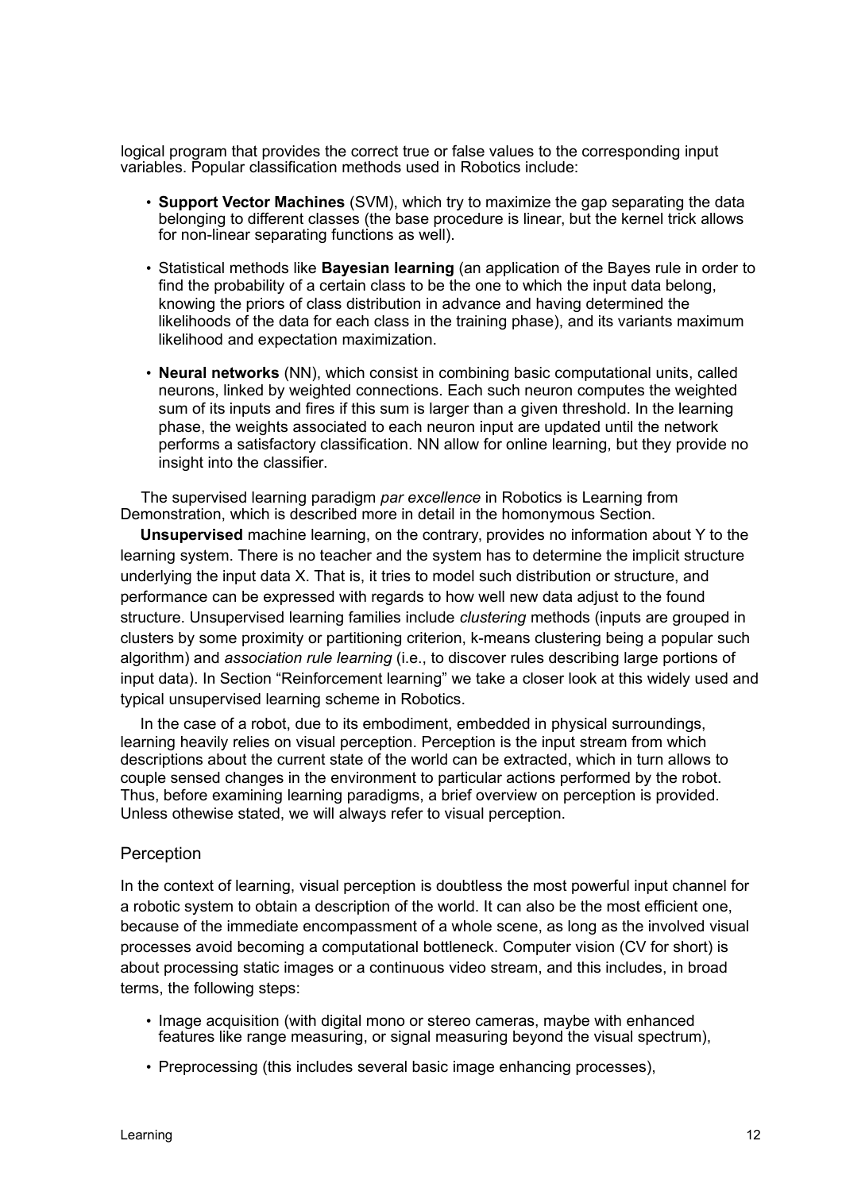logical program that provides the correct true or false values to the corresponding input variables. Popular classification methods used in Robotics include:

- **Support Vector Machines** (SVM), which try to maximize the gap separating the data belonging to different classes (the base procedure is linear, but the kernel trick allows for non-linear separating functions as well).
- Statistical methods like **Bayesian learning** (an application of the Bayes rule in order to find the probability of a certain class to be the one to which the input data belong, knowing the priors of class distribution in advance and having determined the likelihoods of the data for each class in the training phase), and its variants maximum likelihood and expectation maximization.
- **Neural networks** (NN), which consist in combining basic computational units, called neurons, linked by weighted connections. Each such neuron computes the weighted sum of its inputs and fires if this sum is larger than a given threshold. In the learning phase, the weights associated to each neuron input are updated until the network performs a satisfactory classification. NN allow for online learning, but they provide no insight into the classifier.

The supervised learning paradigm *par excellence* in Robotics is Learning from Demonstration, which is described more in detail in the homonymous Section.

**Unsupervised** machine learning, on the contrary, provides no information about Y to the learning system. There is no teacher and the system has to determine the implicit structure underlying the input data X. That is, it tries to model such distribution or structure, and performance can be expressed with regards to how well new data adjust to the found structure. Unsupervised learning families include *clustering* methods (inputs are grouped in clusters by some proximity or partitioning criterion, k-means clustering being a popular such algorithm) and *association rule learning* (i.e., to discover rules describing large portions of input data). In Section "Reinforcement learning" we take a closer look at this widely used and typical unsupervised learning scheme in Robotics.

In the case of a robot, due to its embodiment, embedded in physical surroundings, learning heavily relies on visual perception. Perception is the input stream from which descriptions about the current state of the world can be extracted, which in turn allows to couple sensed changes in the environment to particular actions performed by the robot. Thus, before examining learning paradigms, a brief overview on perception is provided. Unless othewise stated, we will always refer to visual perception.

## Perception

In the context of learning, visual perception is doubtless the most powerful input channel for a robotic system to obtain a description of the world. It can also be the most efficient one, because of the immediate encompassment of a whole scene, as long as the involved visual processes avoid becoming a computational bottleneck. Computer vision (CV for short) is about processing static images or a continuous video stream, and this includes, in broad terms, the following steps:

- Image acquisition (with digital mono or stereo cameras, maybe with enhanced features like range measuring, or signal measuring beyond the visual spectrum),
- Preprocessing (this includes several basic image enhancing processes),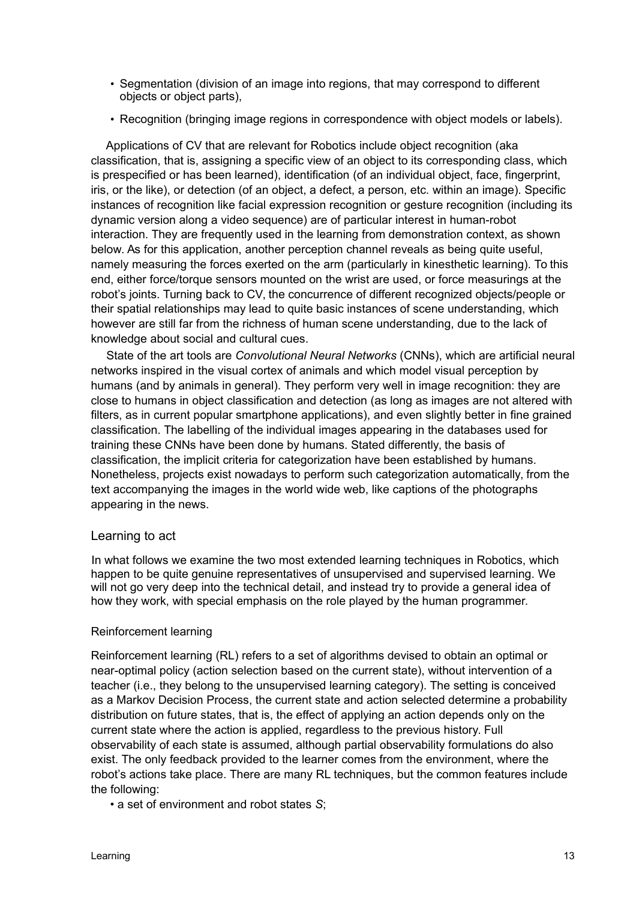- Segmentation (division of an image into regions, that may correspond to different objects or object parts),
- Recognition (bringing image regions in correspondence with object models or labels).

Applications of CV that are relevant for Robotics include object recognition (aka classification, that is, assigning a specific view of an object to its corresponding class, which is prespecified or has been learned), identification (of an individual object, face, fingerprint, iris, or the like), or detection (of an object, a defect, a person, etc. within an image). Specific instances of recognition like facial expression recognition or gesture recognition (including its dynamic version along a video sequence) are of particular interest in human-robot interaction. They are frequently used in the learning from demonstration context, as shown below. As for this application, another perception channel reveals as being quite useful, namely measuring the forces exerted on the arm (particularly in kinesthetic learning). To this end, either force/torque sensors mounted on the wrist are used, or force measurings at the robot's joints. Turning back to CV, the concurrence of different recognized objects/people or their spatial relationships may lead to quite basic instances of scene understanding, which however are still far from the richness of human scene understanding, due to the lack of knowledge about social and cultural cues.

State of the art tools are *Convolutional Neural Networks* (CNNs), which are artificial neural networks inspired in the visual cortex of animals and which model visual perception by humans (and by animals in general). They perform very well in image recognition: they are close to humans in object classification and detection (as long as images are not altered with filters, as in current popular smartphone applications), and even slightly better in fine grained classification. The labelling of the individual images appearing in the databases used for training these CNNs have been done by humans. Stated differently, the basis of classification, the implicit criteria for categorization have been established by humans. Nonetheless, projects exist nowadays to perform such categorization automatically, from the text accompanying the images in the world wide web, like captions of the photographs appearing in the news.

## Learning to act

In what follows we examine the two most extended learning techniques in Robotics, which happen to be quite genuine representatives of unsupervised and supervised learning. We will not go very deep into the technical detail, and instead try to provide a general idea of how they work, with special emphasis on the role played by the human programmer.

### Reinforcement learning

Reinforcement learning (RL) refers to a set of algorithms devised to obtain an optimal or near-optimal policy (action selection based on the current state), without intervention of a teacher (i.e., they belong to the unsupervised learning category). The setting is conceived as a Markov Decision Process, the current state and action selected determine a probability distribution on future states, that is, the effect of applying an action depends only on the current state where the action is applied, regardless to the previous history. Full observability of each state is assumed, although partial observability formulations do also exist. The only feedback provided to the learner comes from the environment, where the robot's actions take place. There are many RL techniques, but the common features include the following:

- a set of environment and robot states $S$;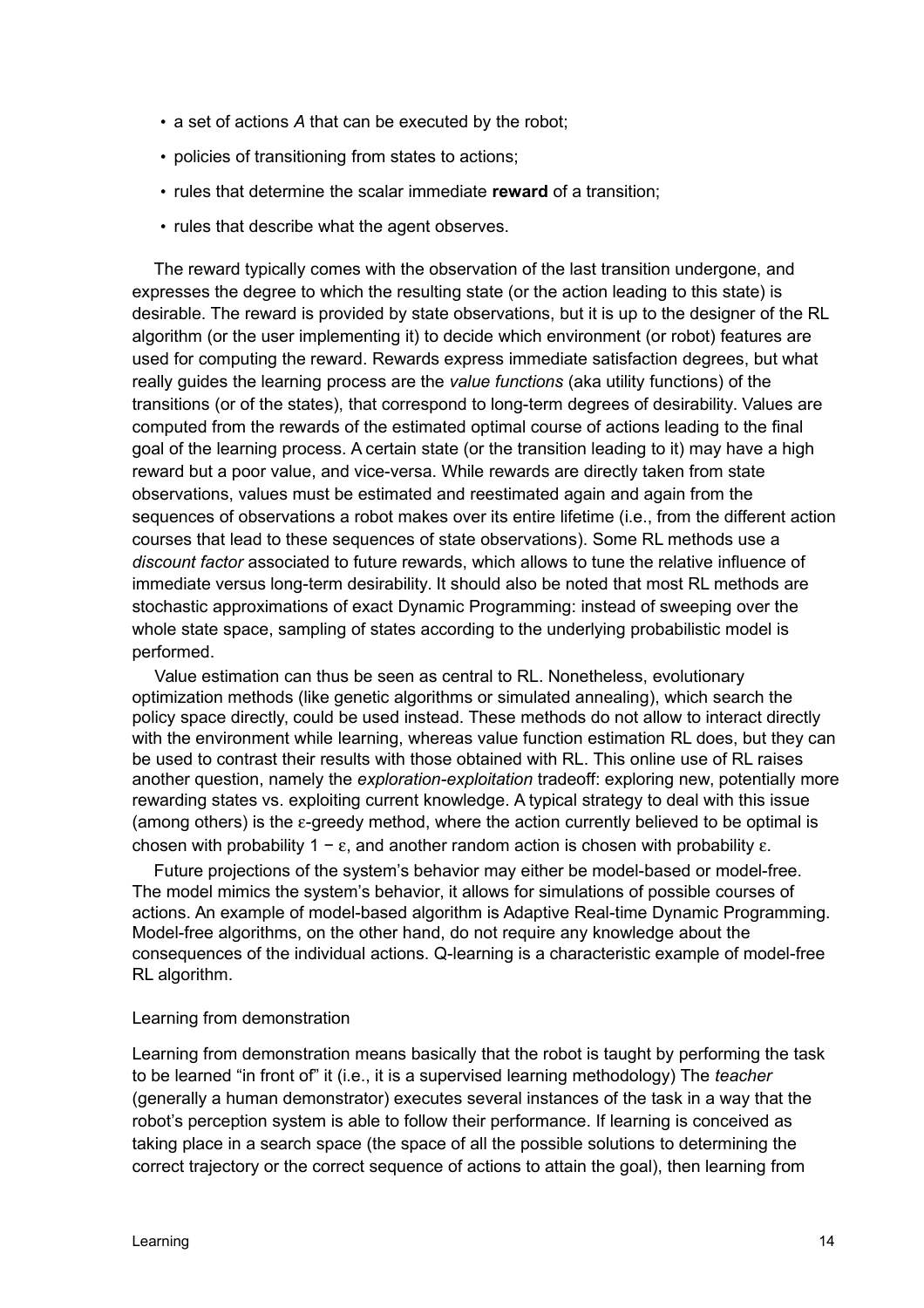- a set of actions *A* that can be executed by the robot;
- policies of transitioning from states to actions;
- rules that determine the scalar immediate **reward** of a transition;
- rules that describe what the agent observes.

The reward typically comes with the observation of the last transition undergone, and expresses the degree to which the resulting state (or the action leading to this state) is desirable. The reward is provided by state observations, but it is up to the designer of the RL algorithm (or the user implementing it) to decide which environment (or robot) features are used for computing the reward. Rewards express immediate satisfaction degrees, but what really guides the learning process are the *value functions* (aka utility functions) of the transitions (or of the states), that correspond to long-term degrees of desirability. Values are computed from the rewards of the estimated optimal course of actions leading to the final goal of the learning process. A certain state (or the transition leading to it) may have a high reward but a poor value, and vice-versa. While rewards are directly taken from state observations, values must be estimated and reestimated again and again from the sequences of observations a robot makes over its entire lifetime (i.e., from the different action courses that lead to these sequences of state observations). Some RL methods use a *discount factor* associated to future rewards, which allows to tune the relative influence of immediate versus long-term desirability. It should also be noted that most RL methods are stochastic approximations of exact Dynamic Programming: instead of sweeping over the whole state space, sampling of states according to the underlying probabilistic model is performed.

Value estimation can thus be seen as central to RL. Nonetheless, evolutionary optimization methods (like genetic algorithms or simulated annealing), which search the policy space directly, could be used instead. These methods do not allow to interact directly with the environment while learning, whereas value function estimation RL does, but they can be used to contrast their results with those obtained with RL. This online use of RL raises another question, namely the *exploration-exploitation* tradeoff: exploring new, potentially more rewarding states vs. exploiting current knowledge. A typical strategy to deal with this issue (among others) is the ε-greedy method, where the action currently believed to be optimal is chosen with probability $1 - \varepsilon$, and another random action is chosen with probability $\varepsilon$.

Future projections of the system's behavior may either be model-based or model-free. The model mimics the system's behavior, it allows for simulations of possible courses of actions. An example of model-based algorithm is Adaptive Real-time Dynamic Programming. Model-free algorithms, on the other hand, do not require any knowledge about the consequences of the individual actions. Q-learning is a characteristic example of model-free RL algorithm.

### Learning from demonstration

Learning from demonstration means basically that the robot is taught by performing the task to be learned "in front of" it (i.e., it is a supervised learning methodology) The *teacher* (generally a human demonstrator) executes several instances of the task in a way that the robot's perception system is able to follow their performance. If learning is conceived as taking place in a search space (the space of all the possible solutions to determining the correct trajectory or the correct sequence of actions to attain the goal), then learning from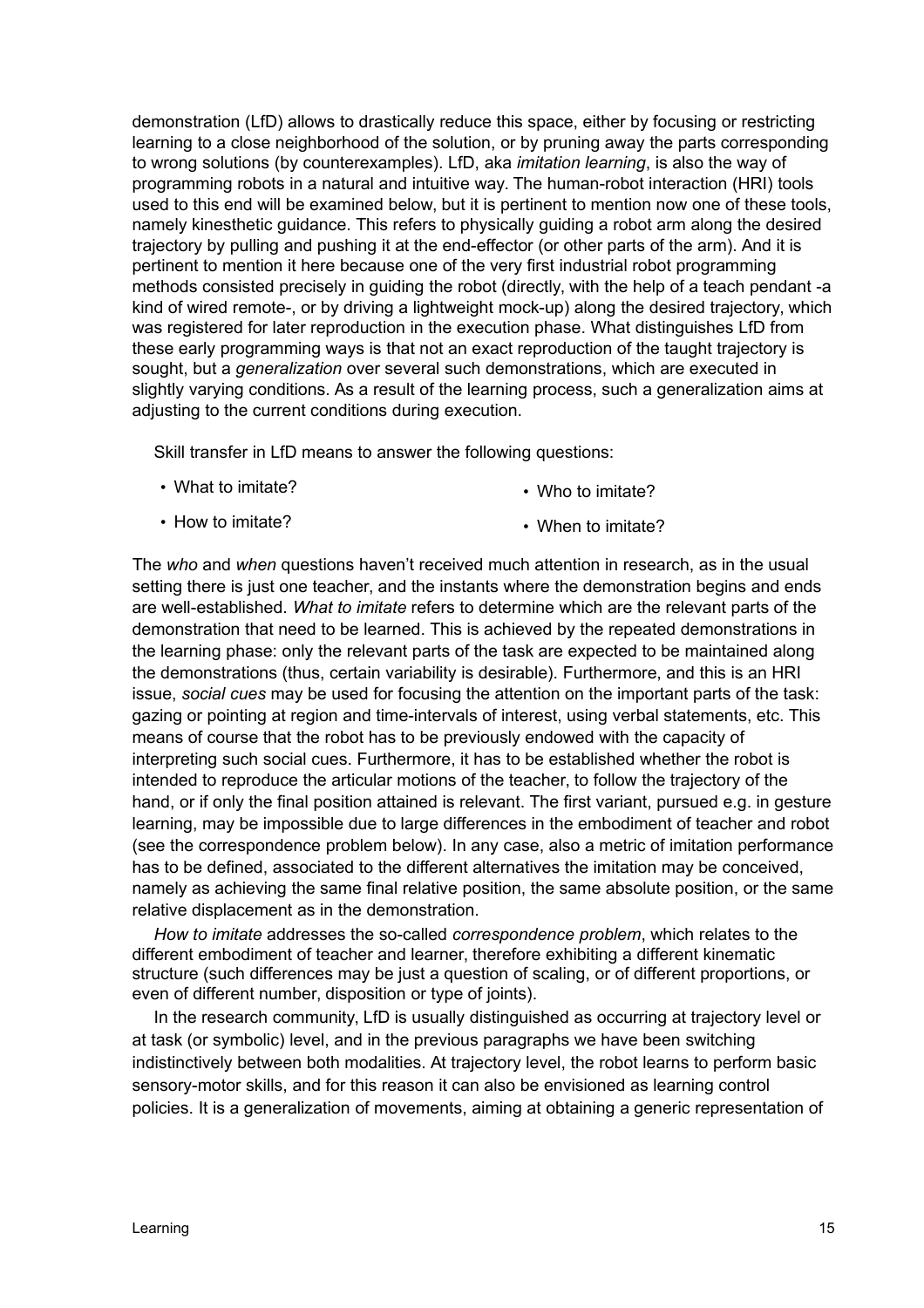demonstration (LfD) allows to drastically reduce this space, either by focusing or restricting learning to a close neighborhood of the solution, or by pruning away the parts corresponding to wrong solutions (by counterexamples). LfD, aka *imitation learning*, is also the way of programming robots in a natural and intuitive way. The human-robot interaction (HRI) tools used to this end will be examined below, but it is pertinent to mention now one of these tools, namely kinesthetic guidance. This refers to physically guiding a robot arm along the desired trajectory by pulling and pushing it at the end-effector (or other parts of the arm). And it is pertinent to mention it here because one of the very first industrial robot programming methods consisted precisely in guiding the robot (directly, with the help of a teach pendant -a kind of wired remote-, or by driving a lightweight mock-up) along the desired trajectory, which was registered for later reproduction in the execution phase. What distinguishes LfD from these early programming ways is that not an exact reproduction of the taught trajectory is sought, but a *generalization* over several such demonstrations, which are executed in slightly varying conditions. As a result of the learning process, such a generalization aims at adjusting to the current conditions during execution.

Skill transfer in LfD means to answer the following questions:

- What to imitate?
- How to imitate?
- Who to imitate?
- When to imitate?

The *who* and *when* questions haven't received much attention in research, as in the usual setting there is just one teacher, and the instants where the demonstration begins and ends are well-established. *What to imitate* refers to determine which are the relevant parts of the demonstration that need to be learned. This is achieved by the repeated demonstrations in the learning phase: only the relevant parts of the task are expected to be maintained along the demonstrations (thus, certain variability is desirable). Furthermore, and this is an HRI issue, *social cues* may be used for focusing the attention on the important parts of the task: gazing or pointing at region and time-intervals of interest, using verbal statements, etc. This means of course that the robot has to be previously endowed with the capacity of interpreting such social cues. Furthermore, it has to be established whether the robot is intended to reproduce the articular motions of the teacher, to follow the trajectory of the hand, or if only the final position attained is relevant. The first variant, pursued e.g. in gesture learning, may be impossible due to large differences in the embodiment of teacher and robot (see the correspondence problem below). In any case, also a metric of imitation performance has to be defined, associated to the different alternatives the imitation may be conceived, namely as achieving the same final relative position, the same absolute position, or the same relative displacement as in the demonstration.

*How to imitate* addresses the so-called *correspondence problem*, which relates to the different embodiment of teacher and learner, therefore exhibiting a different kinematic structure (such differences may be just a question of scaling, or of different proportions, or even of different number, disposition or type of joints).

In the research community, LfD is usually distinguished as occurring at trajectory level or at task (or symbolic) level, and in the previous paragraphs we have been switching indistinctively between both modalities. At trajectory level, the robot learns to perform basic sensory-motor skills, and for this reason it can also be envisioned as learning control policies. It is a generalization of movements, aiming at obtaining a generic representation of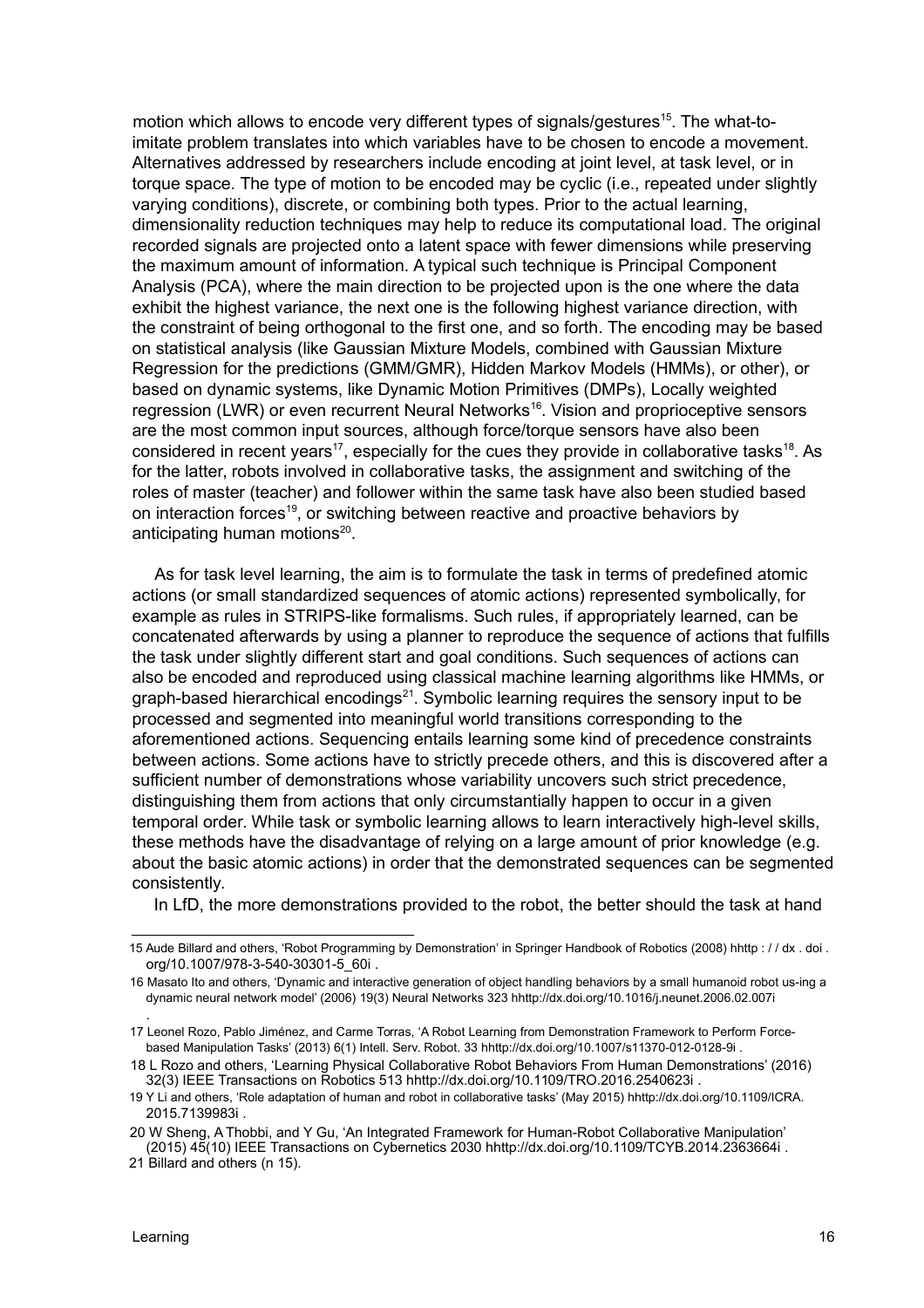motion which allows to encode very different types of signals/gestures[15]. The what-to-imitate problem translates into which variables have to be chosen to encode a movement. Alternatives addressed by researchers include encoding at joint level, at task level, or in torque space. The type of motion to be encoded may be cyclic (i.e., repeated under slightly varying conditions), discrete, or combining both types. Prior to the actual learning, dimensionality reduction techniques may help to reduce its computational load. The original recorded signals are projected onto a latent space with fewer dimensions while preserving the maximum amount of information. A typical such technique is Principal Component Analysis (PCA), where the main direction to be projected upon is the one where the data exhibit the highest variance, the next one is the following highest variance direction, with the constraint of being orthogonal to the first one, and so forth. The encoding may be based on statistical analysis (like Gaussian Mixture Models, combined with Gaussian Mixture Regression for the predictions (GMM/GMR), Hidden Markov Models (HMMs), or other), or based on dynamic systems, like Dynamic Motion Primitives (DMPs), Locally weighted regression (LWR) or even recurrent Neural Networks[16]. Vision and proprioceptive sensors are the most common input sources, although force/torque sensors have also been considered in recent years[17], especially for the cues they provide in collaborative tasks[18]. As for the latter, robots involved in collaborative tasks, the assignment and switching of the roles of master (teacher) and follower within the same task have also been studied based on interaction forces[19], or switching between reactive and proactive behaviors by anticipating human motions[20].

As for task level learning, the aim is to formulate the task in terms of predefined atomic actions (or small standardized sequences of atomic actions) represented symbolically, for example as rules in STRIPS-like formalisms. Such rules, if appropriately learned, can be concatenated afterwards by using a planner to reproduce the sequence of actions that fulfills the task under slightly different start and goal conditions. Such sequences of actions can also be encoded and reproduced using classical machine learning algorithms like HMMs, or graph-based hierarchical encodings[21]. Symbolic learning requires the sensory input to be processed and segmented into meaningful world transitions corresponding to the aforementioned actions. Sequencing entails learning some kind of precedence constraints between actions. Some actions have to strictly precede others, and this is discovered after a sufficient number of demonstrations whose variability uncovers such strict precedence, distinguishing them from actions that only circumstantially happen to occur in a given temporal order. While task or symbolic learning allows to learn interactively high-level skills, these methods have the disadvantage of relying on a large amount of prior knowledge (e.g. about the basic atomic actions) in order that the demonstrated sequences can be segmented consistently.

In LfD, the more demonstrations provided to the robot, the better should the task at hand

---

15 Aude Billard and others, 'Robot Programming by Demonstration' in Springer Handbook of Robotics (2008) hhttp : / / dx . doi . org/10.1007/978-3-540-30301-5_60i .

16 Masato Ito and others, 'Dynamic and interactive generation of object handling behaviors by a small humanoid robot us-ing a dynamic neural network model' (2006) 19(3) Neural Networks 323 hhttp://dx.doi.org/10.1016/j.neunet.2006.02.007i .

17 Leonel Rozo, Pablo Jiménez, and Carme Torras, 'A Robot Learning from Demonstration Framework to Perform Force-based Manipulation Tasks' (2013) 6(1) Intell. Serv. Robot. 33 hhttp://dx.doi.org/10.1007/s11370-012-0128-9i .

18 L Rozo and others, 'Learning Physical Collaborative Robot Behaviors From Human Demonstrations' (2016) 32(3) IEEE Transactions on Robotics 513 hhttp://dx.doi.org/10.1109/TRO.2016.2540623i .

19 Y Li and others, 'Role adaptation of human and robot in collaborative tasks' (May 2015) hhttp://dx.doi.org/10.1109/ICRA. 2015.7139983i .

20 W Sheng, A Thobbi, and Y Gu, 'An Integrated Framework for Human-Robot Collaborative Manipulation' (2015) 45(10) IEEE Transactions on Cybernetics 2030 hhttp://dx.doi.org/10.1109/TCYB.2014.2363664i .

21 Billard and others (n 15).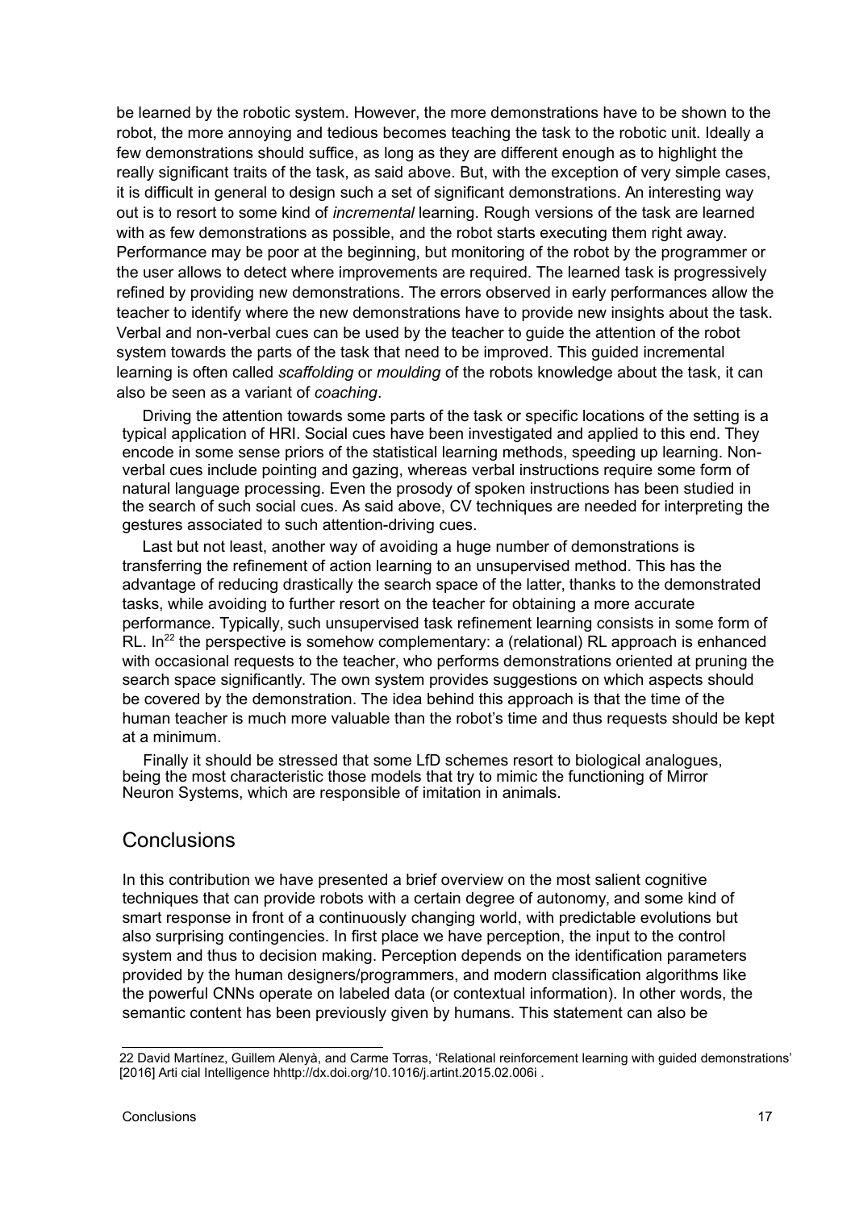be learned by the robotic system. However, the more demonstrations have to be shown to the robot, the more annoying and tedious becomes teaching the task to the robotic unit. Ideally a few demonstrations should suffice, as long as they are different enough as to highlight the really significant traits of the task, as said above. But, with the exception of very simple cases, it is difficult in general to design such a set of significant demonstrations. An interesting way out is to resort to some kind of *incremental* learning. Rough versions of the task are learned with as few demonstrations as possible, and the robot starts executing them right away. Performance may be poor at the beginning, but monitoring of the robot by the programmer or the user allows to detect where improvements are required. The learned task is progressively refined by providing new demonstrations. The errors observed in early performances allow the teacher to identify where the new demonstrations have to provide new insights about the task. Verbal and non-verbal cues can be used by the teacher to guide the attention of the robot system towards the parts of the task that need to be improved. This guided incremental learning is often called *scaffolding* or *moulding* of the robots knowledge about the task, it can also be seen as a variant of *coaching*.

Driving the attention towards some parts of the task or specific locations of the setting is a typical application of HRI. Social cues have been investigated and applied to this end. They encode in some sense priors of the statistical learning methods, speeding up learning. Non-verbal cues include pointing and gazing, whereas verbal instructions require some form of natural language processing. Even the prosody of spoken instructions has been studied in the search of such social cues. As said above, CV techniques are needed for interpreting the gestures associated to such attention-driving cues.

Last but not least, another way of avoiding a huge number of demonstrations is transferring the refinement of action learning to an unsupervised method. This has the advantage of reducing drastically the search space of the latter, thanks to the demonstrated tasks, while avoiding to further resort on the teacher for obtaining a more accurate performance. Typically, such unsupervised task refinement learning consists in some form of RL. In[22] the perspective is somehow complementary: a (relational) RL approach is enhanced with occasional requests to the teacher, who performs demonstrations oriented at pruning the search space significantly. The own system provides suggestions on which aspects should be covered by the demonstration. The idea behind this approach is that the time of the human teacher is much more valuable than the robot's time and thus requests should be kept at a minimum.

Finally it should be stressed that some LfD schemes resort to biological analogues, being the most characteristic those models that try to mimic the functioning of Mirror Neuron Systems, which are responsible of imitation in animals.

## Conclusions

In this contribution we have presented a brief overview on the most salient cognitive techniques that can provide robots with a certain degree of autonomy, and some kind of smart response in front of a continuously changing world, with predictable evolutions but also surprising contingencies. In first place we have perception, the input to the control system and thus to decision making. Perception depends on the identification parameters provided by the human designers/programmers, and modern classification algorithms like the powerful CNNs operate on labeled data (or contextual information). In other words, the semantic content has been previously given by humans. This statement can also be

22 David Martínez, Guillem Alenyà, and Carme Torras, 'Relational reinforcement learning with guided demonstrations' [2016] Arti cial Intelligence hhttp://dx.doi.org/10.1016/j.artint.2015.02.006i .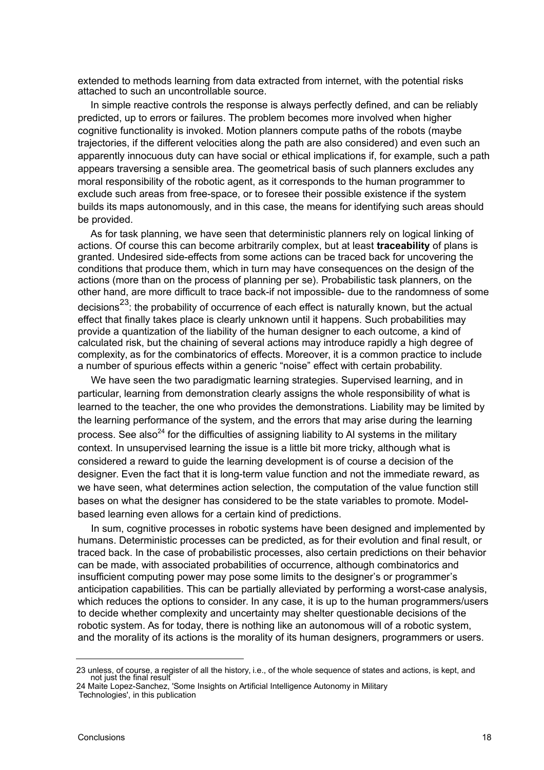extended to methods learning from data extracted from internet, with the potential risks attached to such an uncontrollable source.

In simple reactive controls the response is always perfectly defined, and can be reliably predicted, up to errors or failures. The problem becomes more involved when higher cognitive functionality is invoked. Motion planners compute paths of the robots (maybe trajectories, if the different velocities along the path are also considered) and even such an apparently innocuous duty can have social or ethical implications if, for example, such a path appears traversing a sensible area. The geometrical basis of such planners excludes any moral responsibility of the robotic agent, as it corresponds to the human programmer to exclude such areas from free-space, or to foresee their possible existence if the system builds its maps autonomously, and in this case, the means for identifying such areas should be provided.

As for task planning, we have seen that deterministic planners rely on logical linking of actions. Of course this can become arbitrarily complex, but at least **traceability** of plans is granted. Undesired side-effects from some actions can be traced back for uncovering the conditions that produce them, which in turn may have consequences on the design of the actions (more than on the process of planning per se). Probabilistic task planners, on the other hand, are more difficult to trace back-if not impossible- due to the randomness of some decisions[23]: the probability of occurrence of each effect is naturally known, but the actual effect that finally takes place is clearly unknown until it happens. Such probabilities may provide a quantization of the liability of the human designer to each outcome, a kind of calculated risk, but the chaining of several actions may introduce rapidly a high degree of complexity, as for the combinatorics of effects. Moreover, it is a common practice to include a number of spurious effects within a generic "noise" effect with certain probability.

We have seen the two paradigmatic learning strategies. Supervised learning, and in particular, learning from demonstration clearly assigns the whole responsibility of what is learned to the teacher, the one who provides the demonstrations. Liability may be limited by the learning performance of the system, and the errors that may arise during the learning process. See also[24] for the difficulties of assigning liability to AI systems in the military context. In unsupervised learning the issue is a little bit more tricky, although what is considered a reward to guide the learning development is of course a decision of the designer. Even the fact that it is long-term value function and not the immediate reward, as we have seen, what determines action selection, the computation of the value function still bases on what the designer has considered to be the state variables to promote. Model-based learning even allows for a certain kind of predictions.

In sum, cognitive processes in robotic systems have been designed and implemented by humans. Deterministic processes can be predicted, as for their evolution and final result, or traced back. In the case of probabilistic processes, also certain predictions on their behavior can be made, with associated probabilities of occurrence, although combinatorics and insufficient computing power may pose some limits to the designer's or programmer's anticipation capabilities. This can be partially alleviated by performing a worst-case analysis, which reduces the options to consider. In any case, it is up to the human programmers/users to decide whether complexity and uncertainty may shelter questionable decisions of the robotic system. As for today, there is nothing like an autonomous will of a robotic system, and the morality of its actions is the morality of its human designers, programmers or users.

---

[23] unless, of course, a register of all the history, i.e., of the whole sequence of states and actions, is kept, and not just the final result

[24] Maite Lopez-Sanchez, 'Some Insights on Artificial Intelligence Autonomy in Military Technologies', in this publication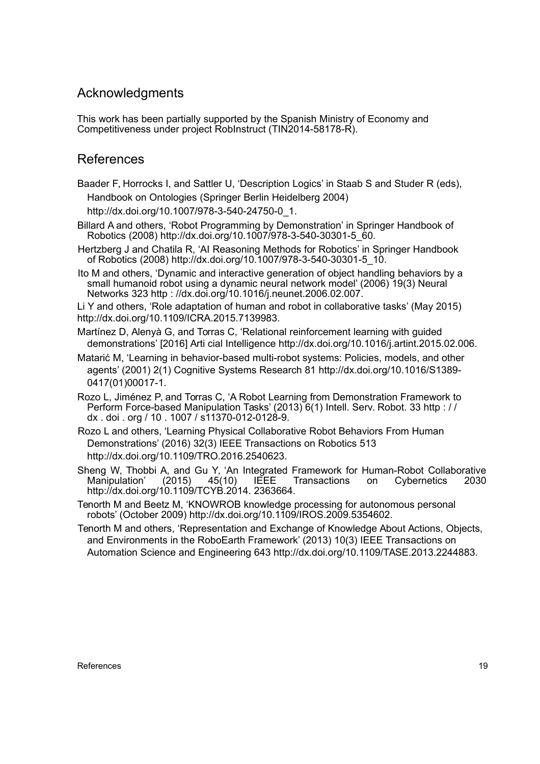## Acknowledgments

This work has been partially supported by the Spanish Ministry of Economy and Competitiveness under project RobInstruct (TIN2014-58178-R).

## References

Baader F, Horrocks I, and Sattler U, 'Description Logics' in Staab S and Studer R (eds), Handbook on Ontologies (Springer Berlin Heidelberg 2004) http://dx.doi.org/10.1007/978-3-540-24750-0_1.

Billard A and others, 'Robot Programming by Demonstration' in Springer Handbook of Robotics (2008) http://dx.doi.org/10.1007/978-3-540-30301-5_60.

Hertzberg J and Chatila R, 'AI Reasoning Methods for Robotics' in Springer Handbook of Robotics (2008) http://dx.doi.org/10.1007/978-3-540-30301-5_10.

Ito M and others, 'Dynamic and interactive generation of object handling behaviors by a small humanoid robot using a dynamic neural network model' (2006) 19(3) Neural Networks 323 http : //dx.doi.org/10.1016/j.neunet.2006.02.007.

Li Y and others, 'Role adaptation of human and robot in collaborative tasks' (May 2015) http://dx.doi.org/10.1109/ICRA.2015.7139983.

Martínez D, Alenyà G, and Torras C, 'Relational reinforcement learning with guided demonstrations' [2016] Arti cial Intelligence http://dx.doi.org/10.1016/j.artint.2015.02.006.

Matarić M, 'Learning in behavior-based multi-robot systems: Policies, models, and other agents' (2001) 2(1) Cognitive Systems Research 81 http://dx.doi.org/10.1016/S1389-0417(01)00017-1.

Rozo L, Jiménez P, and Torras C, 'A Robot Learning from Demonstration Framework to Perform Force-based Manipulation Tasks' (2013) 6(1) Intell. Serv. Robot. 33 http : / / dx . doi . org / 10 . 1007 / s11370-012-0128-9.

Rozo L and others, 'Learning Physical Collaborative Robot Behaviors From Human Demonstrations' (2016) 32(3) IEEE Transactions on Robotics 513 http://dx.doi.org/10.1109/TRO.2016.2540623.

Sheng W, Thobbi A, and Gu Y, 'An Integrated Framework for Human-Robot Collaborative Manipulation' (2015) 45(10) IEEE Transactions on Cybernetics 2030 http://dx.doi.org/10.1109/TCYB.2014. 2363664.

Tenorth M and Beetz M, 'KNOWROB knowledge processing for autonomous personal robots' (October 2009) http://dx.doi.org/10.1109/IROS.2009.5354602.

Tenorth M and others, 'Representation and Exchange of Knowledge About Actions, Objects, and Environments in the RoboEarth Framework' (2013) 10(3) IEEE Transactions on Automation Science and Engineering 643 http://dx.doi.org/10.1109/TASE.2013.2244883.